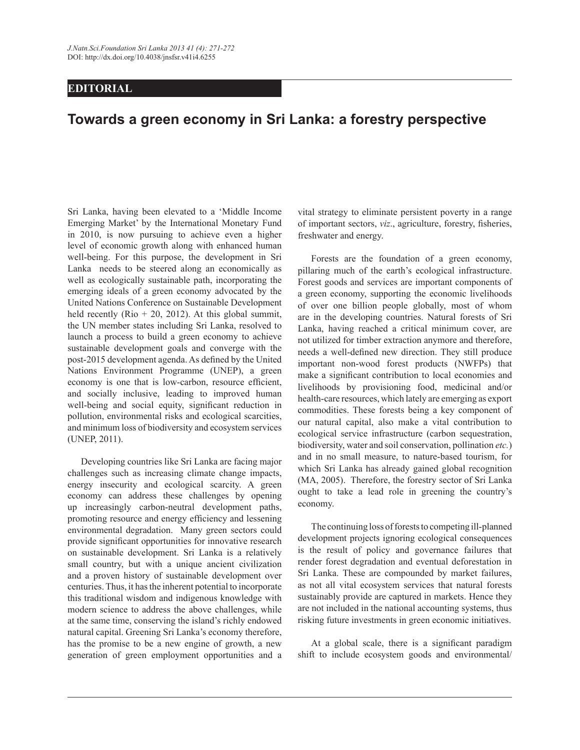**EDITORIAL**

# Towards a green economy in Sri Lanka: a forestry perspective

Sri Lanka, having been elevated to a 'Middle Income Emerging Market' by the International Monetary Fund in 2010, is now pursuing to achieve even a higher level of economic growth along with enhanced human well-being. For this purpose, the development in Sri Lanka needs to be steered along an economically as well as ecologically sustainable path, incorporating the emerging ideals of a green economy advocated by the United Nations Conference on Sustainable Development held recently (Rio + 20, 2012). At this global summit, the UN member states including Sri Lanka, resolved to launch a process to build a green economy to achieve sustainable development goals and converge with the post-2015 development agenda. As defined by the United Nations Environment Programme (UNEP), a green economy is one that is low-carbon, resource efficient, and socially inclusive, leading to improved human well-being and social equity, significant reduction in pollution, environmental risks and ecological scarcities, and minimum loss of biodiversity and ecosystem services (UNEP, 2011).

Developing countries like Sri Lanka are facing major challenges such as increasing climate change impacts, energy insecurity and ecological scarcity. A green economy can address these challenges by opening up increasingly carbon-neutral development paths, promoting resource and energy efficiency and lessening environmental degradation. Many green sectors could provide significant opportunities for innovative research on sustainable development. Sri Lanka is a relatively small country, but with a unique ancient civilization and a proven history of sustainable development over centuries. Thus, it has the inherent potential to incorporate this traditional wisdom and indigenous knowledge with modern science to address the above challenges, while at the same time, conserving the island's richly endowed natural capital. Greening Sri Lanka's economy therefore, has the promise to be a new engine of growth, a new generation of green employment opportunities and a vital strategy to eliminate persistent poverty in a range of important sectors, *viz*., agriculture, forestry, fisheries, freshwater and energy.

Forests are the foundation of a green economy, pillaring much of the earth's ecological infrastructure. Forest goods and services are important components of a green economy, supporting the economic livelihoods of over one billion people globally, most of whom are in the developing countries. Natural forests of Sri Lanka, having reached a critical minimum cover, are not utilized for timber extraction anymore and therefore, needs a well-defined new direction. They still produce important non-wood forest products (NWFPs) that make a significant contribution to local economies and livelihoods by provisioning food, medicinal and/or health-care resources, which lately are emerging as export commodities. These forests being a key component of our natural capital, also make a vital contribution to ecological service infrastructure (carbon sequestration, biodiversity, water and soil conservation, pollination *etc.*) and in no small measure, to nature-based tourism, for which Sri Lanka has already gained global recognition (MA, 2005). Therefore, the forestry sector of Sri Lanka ought to take a lead role in greening the country's economy.

The continuing loss of forests to competing ill-planned development projects ignoring ecological consequences is the result of policy and governance failures that render forest degradation and eventual deforestation in Sri Lanka. These are compounded by market failures, as not all vital ecosystem services that natural forests sustainably provide are captured in markets. Hence they are not included in the national accounting systems, thus risking future investments in green economic initiatives.

At a global scale, there is a significant paradigm shift to include ecosystem goods and environmental/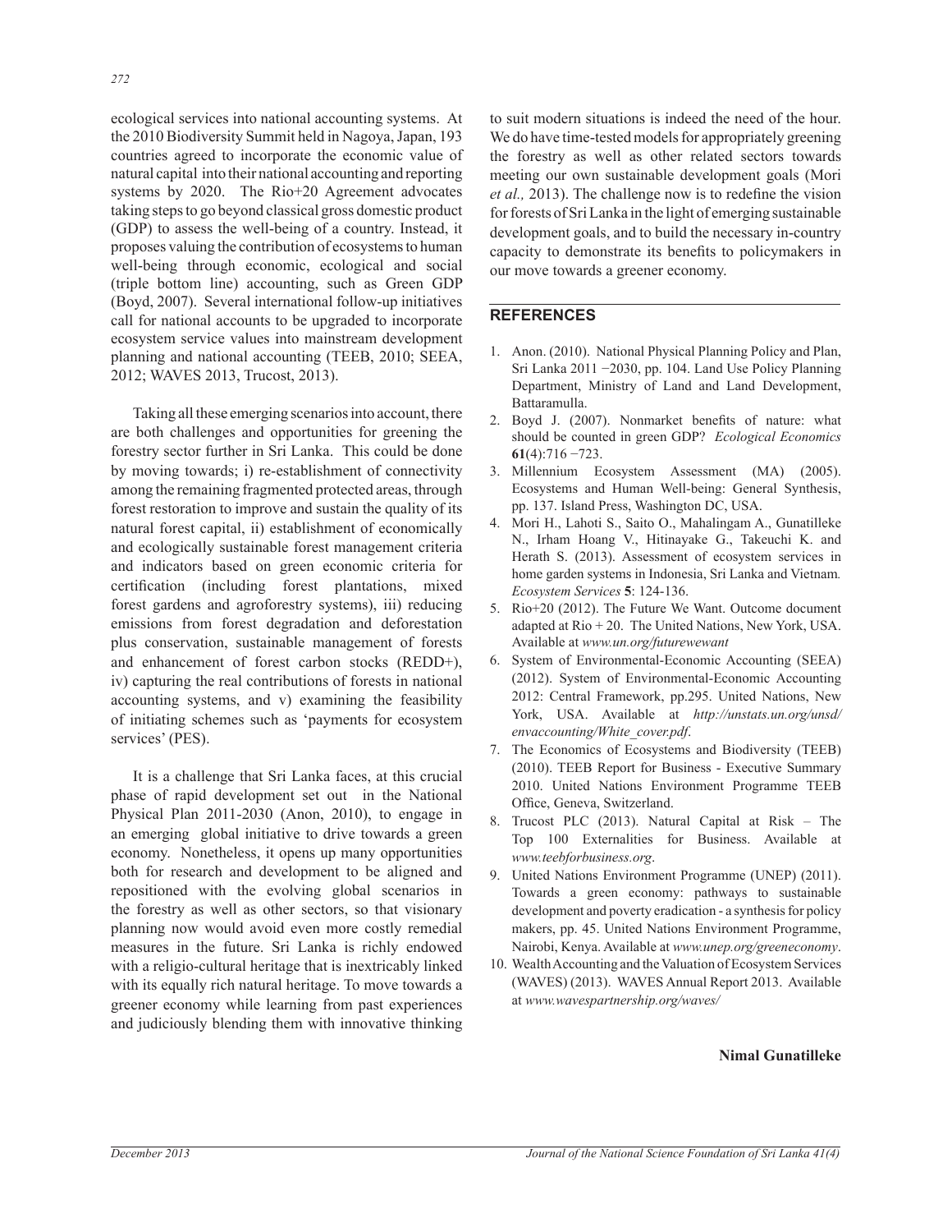ecological services into national accounting systems. At the 2010 Biodiversity Summit held in Nagoya, Japan, 193 countries agreed to incorporate the economic value of natural capital into their national accounting and reporting systems by 2020. The Rio+20 Agreement advocates taking steps to go beyond classical gross domestic product (GDP) to assess the well-being of a country. Instead, it proposes valuing the contribution of ecosystems to human well-being through economic, ecological and social (triple bottom line) accounting, such as Green GDP (Boyd, 2007). Several international follow-up initiatives call for national accounts to be upgraded to incorporate ecosystem service values into mainstream development planning and national accounting (TEEB, 2010; SEEA, 2012; WAVES 2013, Trucost, 2013).

Taking all these emerging scenarios into account, there are both challenges and opportunities for greening the forestry sector further in Sri Lanka. This could be done by moving towards; i) re-establishment of connectivity among the remaining fragmented protected areas, through forest restoration to improve and sustain the quality of its natural forest capital, ii) establishment of economically and ecologically sustainable forest management criteria and indicators based on green economic criteria for certification (including forest plantations, mixed forest gardens and agroforestry systems), iii) reducing emissions from forest degradation and deforestation plus conservation, sustainable management of forests and enhancement of forest carbon stocks (REDD+), iv) capturing the real contributions of forests in national accounting systems, and v) examining the feasibility of initiating schemes such as 'payments for ecosystem services' (PES).

It is a challenge that Sri Lanka faces, at this crucial phase of rapid development set out in the National Physical Plan 2011-2030 (Anon, 2010), to engage in an emerging global initiative to drive towards a green economy. Nonetheless, it opens up many opportunities both for research and development to be aligned and repositioned with the evolving global scenarios in the forestry as well as other sectors, so that visionary planning now would avoid even more costly remedial measures in the future. Sri Lanka is richly endowed with a religio-cultural heritage that is inextricably linked with its equally rich natural heritage. To move towards a greener economy while learning from past experiences and judiciously blending them with innovative thinking to suit modern situations is indeed the need of the hour. We do have time-tested models for appropriately greening the forestry as well as other related sectors towards meeting our own sustainable development goals (Mori *et al.,* 2013). The challenge now is to redefine the vision for forests of Sri Lanka in the light of emerging sustainable development goals, and to build the necessary in-country capacity to demonstrate its benefits to policymakers in our move towards a greener economy.

## REFERENCES

1. Anon. (2010). National Physical Planning Policy and Plan, Sri Lanka 2011 −2030, pp. 104. Land Use Policy Planning Department, Ministry of Land and Land Development, Battaramulla.
2. Boyd J. (2007). Nonmarket benefits of nature: what should be counted in green GDP? *Ecological Economics* **61**(4):716 −723.
3. Millennium Ecosystem Assessment (MA) (2005). Ecosystems and Human Well-being: General Synthesis, pp. 137. Island Press, Washington DC, USA.
4. Mori H., Lahoti S., Saito O., Mahalingam A., Gunatilleke N., Irham Hoang V., Hitinayake G., Takeuchi K. and Herath S. (2013). Assessment of ecosystem services in home garden systems in Indonesia, Sri Lanka and Vietnam*. Ecosystem Services* **5**: 124-136.
5. Rio+20 (2012). The Future We Want. Outcome document adapted at Rio + 20. The United Nations, New York, USA. Available at *www.un.org/futurewewant*
6. System of Environmental-Economic Accounting (SEEA) (2012). System of Environmental-Economic Accounting 2012: Central Framework, pp.295. United Nations, New York, USA. Available at *http://unstats.un.org/unsd/envaccounting/White_cover.pdf*.
7. The Economics of Ecosystems and Biodiversity (TEEB) (2010). TEEB Report for Business - Executive Summary 2010. United Nations Environment Programme TEEB Office, Geneva, Switzerland.
8. Trucost PLC (2013). Natural Capital at Risk – The Top 100 Externalities for Business. Available at *www.teebforbusiness.org*.
9. United Nations Environment Programme (UNEP) (2011). Towards a green economy: pathways to sustainable development and poverty eradication - a synthesis for policy makers, pp. 45. United Nations Environment Programme, Nairobi, Kenya. Available at *www.unep.org/greeneconomy*.
10. Wealth Accounting and the Valuation of Ecosystem Services (WAVES) (2013). WAVES Annual Report 2013. Available at *www.wavespartnership.org/waves/*

**Nimal Gunatilleke**